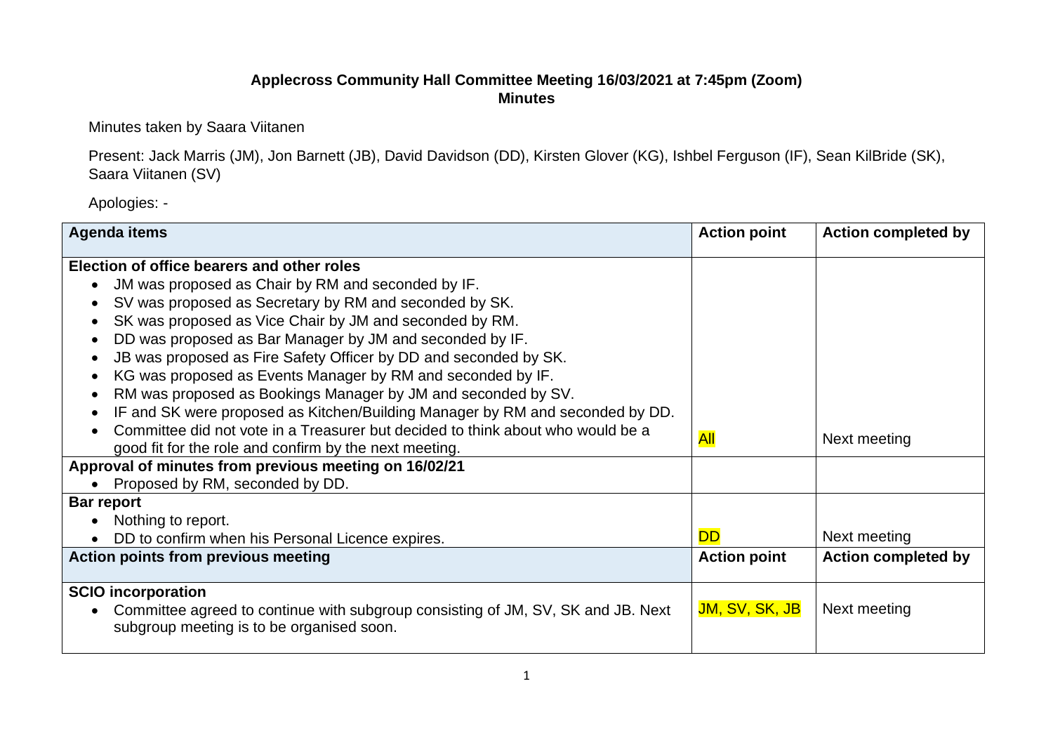**Applecross Community Hall Committee Meeting 16/03/2021 at 7:45pm (Zoom)**
**Minutes**

Minutes taken by Saara Viitanen

Present: Jack Marris (JM), Jon Barnett (JB), David Davidson (DD), Kirsten Glover (KG), Ishbel Ferguson (IF), Sean KilBride (SK), Saara Viitanen (SV)

Apologies: -

| Agenda items | Action point | Action completed by |
|---|---|---|
| **Election of office bearers and other roles**<br>• JM was proposed as Chair by RM and seconded by IF.<br>• SV was proposed as Secretary by RM and seconded by SK.<br>• SK was proposed as Vice Chair by JM and seconded by RM.<br>• DD was proposed as Bar Manager by JM and seconded by IF.<br>• JB was proposed as Fire Safety Officer by DD and seconded by SK.<br>• KG was proposed as Events Manager by RM and seconded by IF.<br>• RM was proposed as Bookings Manager by JM and seconded by SV.<br>• IF and SK were proposed as Kitchen/Building Manager by RM and seconded by DD.<br>• Committee did not vote in a Treasurer but decided to think about who would be a good fit for the role and confirm by the next meeting. | All | Next meeting |
| **Approval of minutes from previous meeting on 16/02/21**<br>• Proposed by RM, seconded by DD. | | |
| **Bar report**<br>• Nothing to report.<br>• DD to confirm when his Personal Licence expires. | DD | Next meeting |
| **Action points from previous meeting** | **Action point** | **Action completed by** |
| **SCIO incorporation**<br>• Committee agreed to continue with subgroup consisting of JM, SV, SK and JB. Next subgroup meeting is to be organised soon. | JM, SV, SK, JB | Next meeting |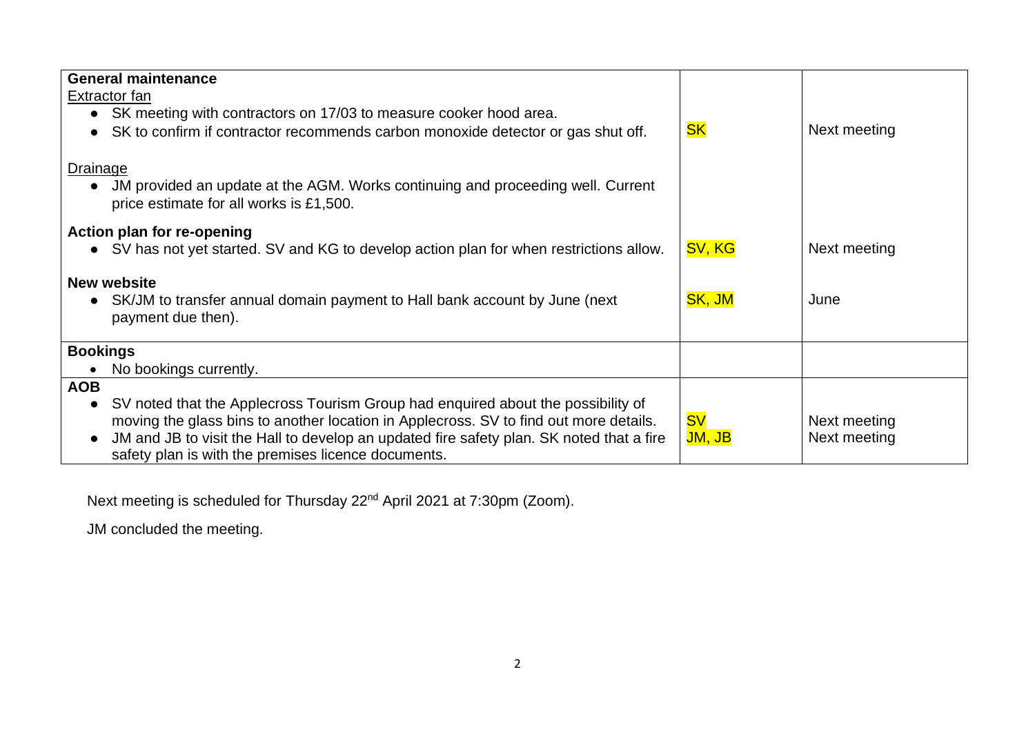| | | |
|---|---|---|
| **General maintenance**<br><u>Extractor fan</u><br>• SK meeting with contractors on 17/03 to measure cooker hood area.<br>• SK to confirm if contractor recommends carbon monoxide detector or gas shut off.<br><br><u>Drainage</u><br>• JM provided an update at the AGM. Works continuing and proceeding well. Current price estimate for all works is £1,500.<br><br>**Action plan for re-opening**<br>• SV has not yet started. SV and KG to develop action plan for when restrictions allow.<br><br>**New website**<br>• SK/JM to transfer annual domain payment to Hall bank account by June (next payment due then). | SK<br><br><br><br><br>SV, KG<br><br>SK, JM | Next meeting<br><br><br><br><br>Next meeting<br><br>June |
| **Bookings**<br>• No bookings currently. | | |
| **AOB**<br>• SV noted that the Applecross Tourism Group had enquired about the possibility of moving the glass bins to another location in Applecross. SV to find out more details.<br>• JM and JB to visit the Hall to develop an updated fire safety plan. SK noted that a fire safety plan is with the premises licence documents. | SV<br>JM, JB | Next meeting<br>Next meeting |

Next meeting is scheduled for Thursday 22nd April 2021 at 7:30pm (Zoom).

JM concluded the meeting.